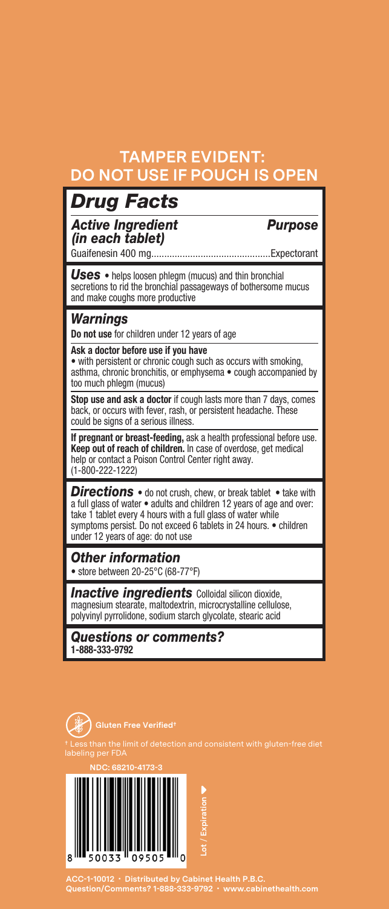# TAMPER EVIDENT: DO NOT USE IF POUCH IS OPEN

## *Drug Facts*

| *Active Ingredient (in each tablet)* | *Purpose* |
| --- | --- |
| Guaifenesin 400 mg............................................. | Expectorant |

***Uses*** • helps loosen phlegm (mucus) and thin bronchial secretions to rid the bronchial passageways of bothersome mucus and make coughs more productive

### *Warnings*

**Do not use** for children under 12 years of age

**Ask a doctor before use if you have**
• with persistent or chronic cough such as occurs with smoking, asthma, chronic bronchitis, or emphysema • cough accompanied by too much phlegm (mucus)

**Stop use and ask a doctor** if cough lasts more than 7 days, comes back, or occurs with fever, rash, or persistent headache. These could be signs of a serious illness.

**If pregnant or breast-feeding,** ask a health professional before use.
**Keep out of reach of children.** In case of overdose, get medical help or contact a Poison Control Center right away. (1-800-222-1222)

***Directions*** • do not crush, chew, or break tablet • take with a full glass of water • adults and children 12 years of age and over: take 1 tablet every 4 hours with a full glass of water while symptoms persist. Do not exceed 6 tablets in 24 hours. • children under 12 years of age: do not use

### *Other information*

• store between 20-25°C (68-77°F)

***Inactive ingredients*** Colloidal silicon dioxide, magnesium stearate, maltodextrin, microcrystalline cellulose, polyvinyl pyrrolidone, sodium starch glycolate, stearic acid

### *Questions or comments?*

**1-888-333-9792**

Gluten Free Verified†

† Less than the limit of detection and consistent with gluten-free diet labeling per FDA

NDC: 68210-4173-3

8 50033 09505 0

Lot / Expiration

ACC-1-10012 • Distributed by Cabinet Health P.B.C.
Question/Comments? 1-888-333-9792 • www.cabinethealth.com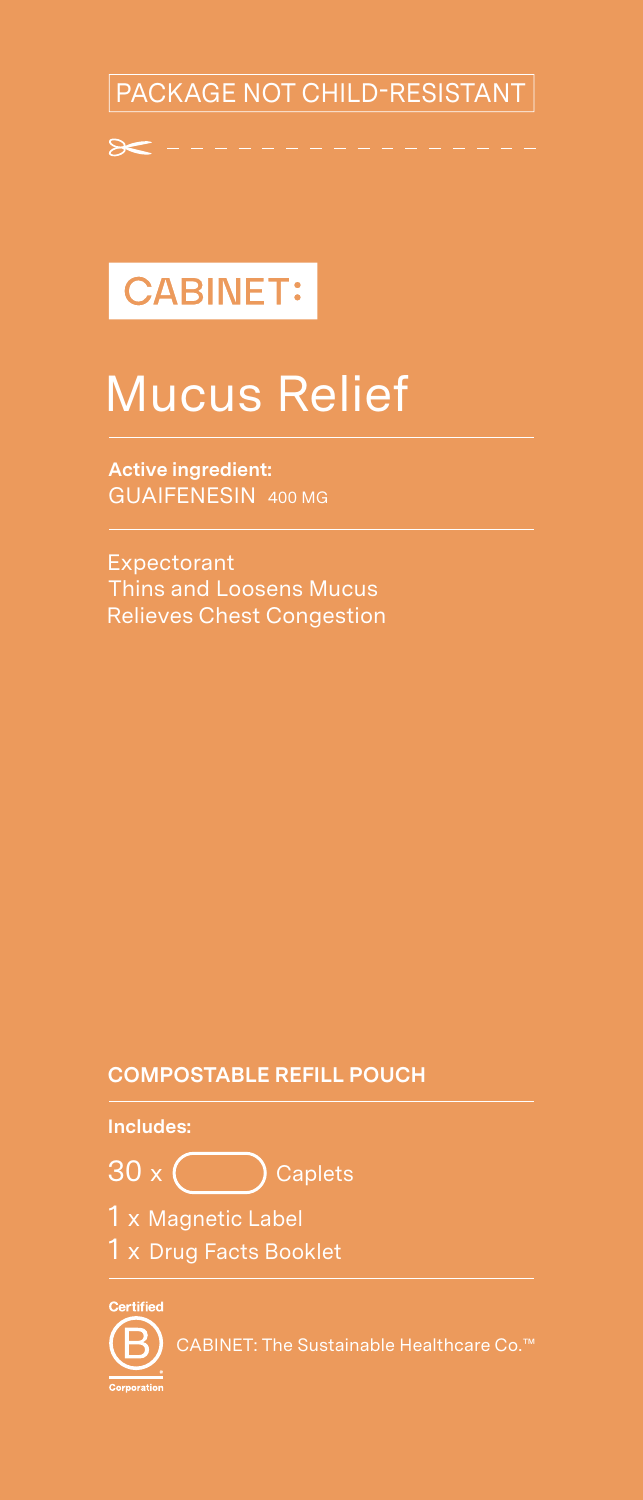PACKAGE NOT CHILD-RESISTANT

# CABINET:

## Mucus Relief

**Active ingredient:**
GUAIFENESIN 400 MG

Expectorant
Thins and Loosens Mucus
Relieves Chest Congestion

**COMPOSTABLE REFILL POUCH**

**Includes:**

30 x Caplets

1 x Magnetic Label

1 x Drug Facts Booklet

Certified B Corporation

CABINET: The Sustainable Healthcare Co.™